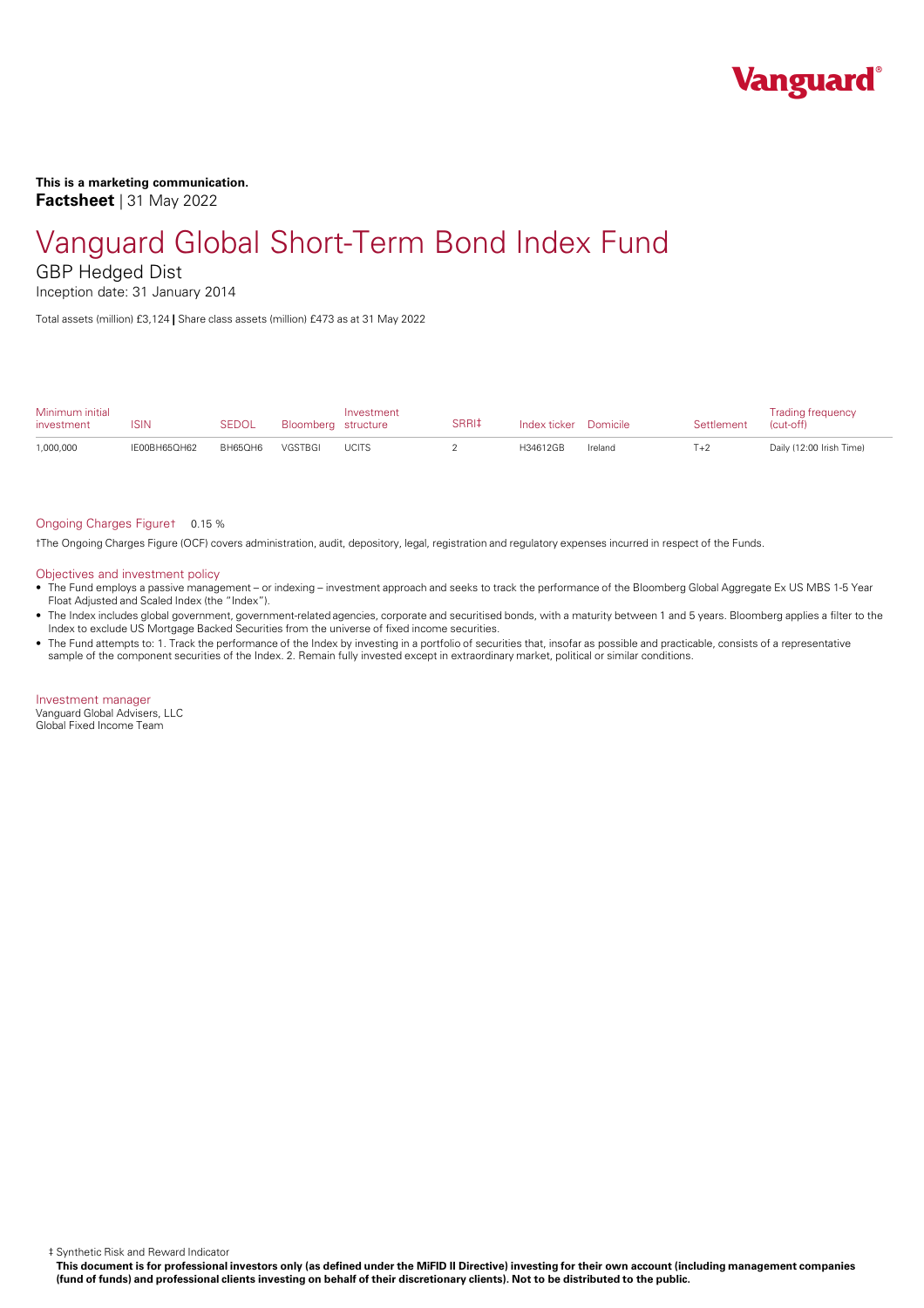**This is a marketing communication.**
**Factsheet** | 31 May 2022

# Vanguard Global Short-Term Bond Index Fund

## GBP Hedged Dist

Inception date: 31 January 2014

Total assets (million) £3,124 | Share class assets (million) £473 as at 31 May 2022

| Minimum initial investment | ISIN | SEDOL | Bloomberg | Investment structure | SRRI‡ | Index ticker | Domicile | Settlement | Trading frequency (cut-off) |
|---|---|---|---|---|---|---|---|---|---|
| 1,000,000 | IE00BH65QH62 | BH65QH6 | VGSTBGI | UCITS | 2 | H34612GB | Ireland | T+2 | Daily (12:00 Irish Time) |

Ongoing Charges Figure† 0.15 %

†The Ongoing Charges Figure (OCF) covers administration, audit, depository, legal, registration and regulatory expenses incurred in respect of the Funds.

### Objectives and investment policy

- The Fund employs a passive management – or indexing – investment approach and seeks to track the performance of the Bloomberg Global Aggregate Ex US MBS 1-5 Year Float Adjusted and Scaled Index (the "Index").
- The Index includes global government, government-related agencies, corporate and securitised bonds, with a maturity between 1 and 5 years. Bloomberg applies a filter to the Index to exclude US Mortgage Backed Securities from the universe of fixed income securities.
- The Fund attempts to: 1. Track the performance of the Index by investing in a portfolio of securities that, insofar as possible and practicable, consists of a representative sample of the component securities of the Index. 2. Remain fully invested except in extraordinary market, political or similar conditions.

### Investment manager

Vanguard Global Advisers, LLC
Global Fixed Income Team

‡ Synthetic Risk and Reward Indicator

**This document is for professional investors only (as defined under the MiFID II Directive) investing for their own account (including management companies (fund of funds) and professional clients investing on behalf of their discretionary clients). Not to be distributed to the public.**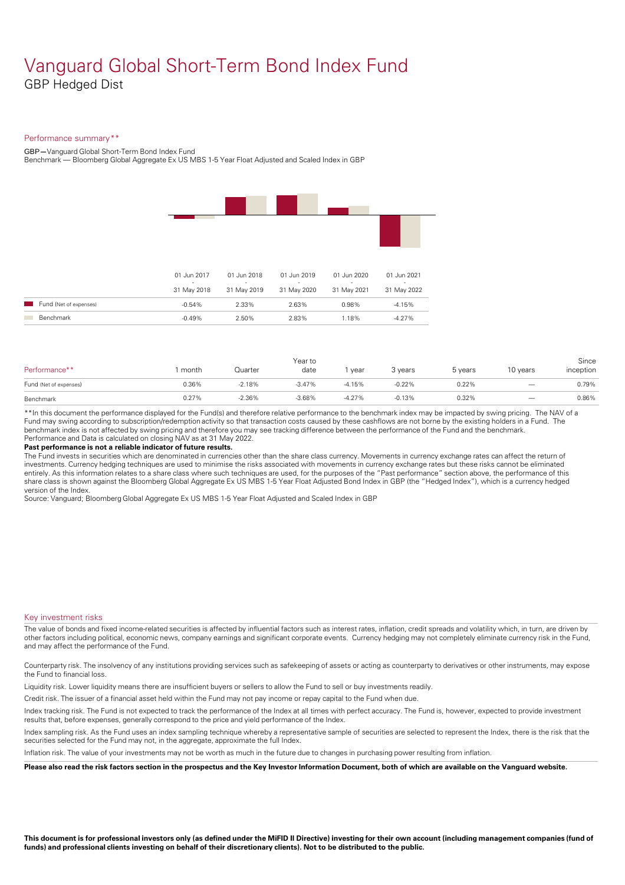# Vanguard Global Short-Term Bond Index Fund

GBP Hedged Dist

## Performance summary**

GBP—Vanguard Global Short-Term Bond Index Fund
Benchmark — Bloomberg Global Aggregate Ex US MBS 1-5 Year Float Adjusted and Scaled Index in GBP

| | 01 Jun 2017 - 31 May 2018 | 01 Jun 2018 - 31 May 2019 | 01 Jun 2019 - 31 May 2020 | 01 Jun 2020 - 31 May 2021 | 01 Jun 2021 - 31 May 2022 |
|---|---|---|---|---|---|
| Fund (Net of expenses) | -0.54% | 2.33% | 2.63% | 0.98% | -4.15% |
| Benchmark | -0.49% | 2.50% | 2.83% | 1.18% | -4.27% |

| Performance** | 1 month | Quarter | Year to date | 1 year | 3 years | 5 years | 10 years | Since inception |
|---|---|---|---|---|---|---|---|---|
| Fund (Net of expenses) | 0.36% | -2.18% | -3.47% | -4.15% | -0.22% | 0.22% | — | 0.79% |
| Benchmark | 0.27% | -2.36% | -3.68% | -4.27% | -0.13% | 0.32% | — | 0.86% |

**In this document the performance displayed for the Fund(s) and therefore relative performance to the benchmark index may be impacted by swing pricing. The NAV of a Fund may swing according to subscription/redemption activity so that transaction costs caused by these cashflows are not borne by the existing holders in a Fund. The benchmark index is not affected by swing pricing and therefore you may see tracking difference between the performance of the Fund and the benchmark.
Performance and Data is calculated on closing NAV as at 31 May 2022.

**Past performance is not a reliable indicator of future results.**

The Fund invests in securities which are denominated in currencies other than the share class currency. Movements in currency exchange rates can affect the return of investments. Currency hedging techniques are used to minimise the risks associated with movements in currency exchange rates but these risks cannot be eliminated entirely. As this information relates to a share class where such techniques are used, for the purposes of the "Past performance" section above, the performance of this share class is shown against the Bloomberg Global Aggregate Ex US MBS 1-5 Year Float Adjusted Bond Index in GBP (the "Hedged Index"), which is a currency hedged version of the Index.

Source: Vanguard; Bloomberg Global Aggregate Ex US MBS 1-5 Year Float Adjusted and Scaled Index in GBP

## Key investment risks

The value of bonds and fixed income-related securities is affected by influential factors such as interest rates, inflation, credit spreads and volatility which, in turn, are driven by other factors including political, economic news, company earnings and significant corporate events. Currency hedging may not completely eliminate currency risk in the Fund, and may affect the performance of the Fund.

Counterparty risk. The insolvency of any institutions providing services such as safekeeping of assets or acting as counterparty to derivatives or other instruments, may expose the Fund to financial loss.

Liquidity risk. Lower liquidity means there are insufficient buyers or sellers to allow the Fund to sell or buy investments readily.

Credit risk. The issuer of a financial asset held within the Fund may not pay income or repay capital to the Fund when due.

Index tracking risk. The Fund is not expected to track the performance of the Index at all times with perfect accuracy. The Fund is, however, expected to provide investment results that, before expenses, generally correspond to the price and yield performance of the Index.

Index sampling risk. As the Fund uses an index sampling technique whereby a representative sample of securities are selected to represent the Index, there is the risk that the securities selected for the Fund may not, in the aggregate, approximate the full Index.

Inflation risk. The value of your investments may not be worth as much in the future due to changes in purchasing power resulting from inflation.

**Please also read the risk factors section in the prospectus and the Key Investor Information Document, both of which are available on the Vanguard website.**

**This document is for professional investors only (as defined under the MiFID II Directive) investing for their own account (including management companies (fund of funds) and professional clients investing on behalf of their discretionary clients). Not to be distributed to the public.**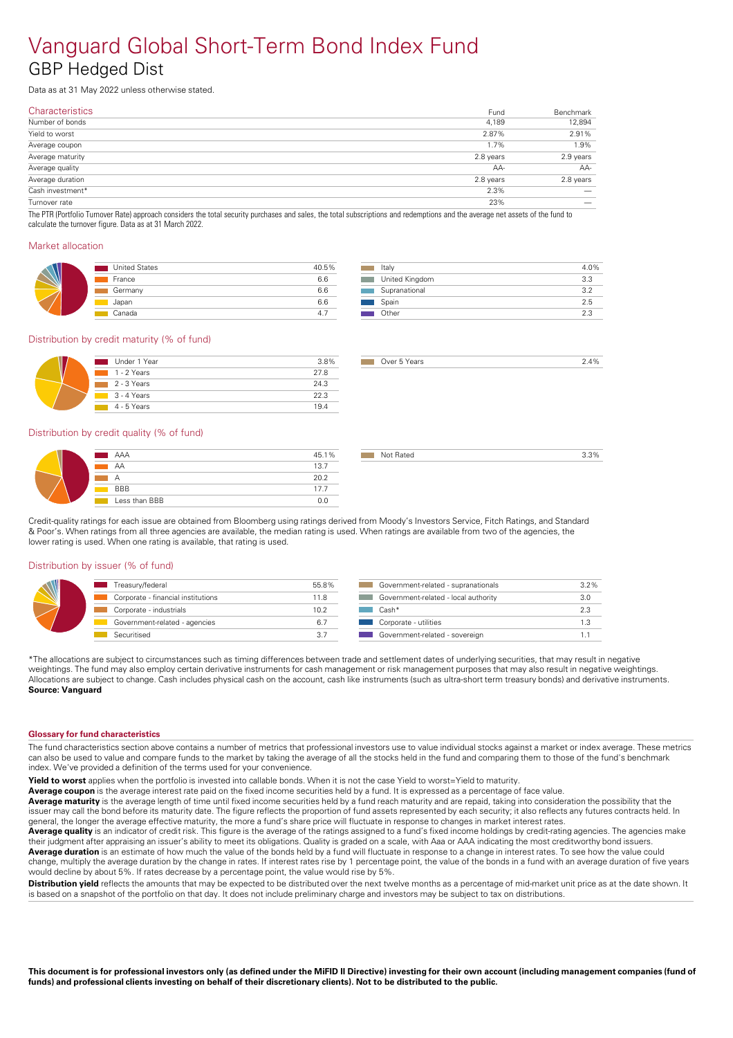# Vanguard Global Short-Term Bond Index Fund

## GBP Hedged Dist

Data as at 31 May 2022 unless otherwise stated.

## Characteristics

| | Fund | Benchmark |
|---|---|---|
| Number of bonds | 4,189 | 12,894 |
| Yield to worst | 2.87% | 2.91% |
| Average coupon | 1.7% | 1.9% |
| Average maturity | 2.8 years | 2.9 years |
| Average quality | AA- | AA- |
| Average duration | 2.8 years | 2.8 years |
| Cash investment* | 2.3% | — |
| Turnover rate | 23% | — |

The PTR (Portfolio Turnover Rate) approach considers the total security purchases and sales, the total subscriptions and redemptions and the average net assets of the fund to calculate the turnover figure. Data as at 31 March 2022.

## Market allocation

| | |
|---|---|
| United States | 40.5% |
| France | 6.6 |
| Germany | 6.6 |
| Japan | 6.6 |
| Canada | 4.7 |
| Italy | 4.0% |
| United Kingdom | 3.3 |
| Supranational | 3.2 |
| Spain | 2.5 |
| Other | 2.3 |

## Distribution by credit maturity (% of fund)

| | |
|---|---|
| Under 1 Year | 3.8% |
| 1 - 2 Years | 27.8 |
| 2 - 3 Years | 24.3 |
| 3 - 4 Years | 22.3 |
| 4 - 5 Years | 19.4 |
| Over 5 Years | 2.4% |

## Distribution by credit quality (% of fund)

| | |
|---|---|
| AAA | 45.1% |
| AA | 13.7 |
| A | 20.2 |
| BBB | 17.7 |
| Less than BBB | 0.0 |
| Not Rated | 3.3% |

Credit-quality ratings for each issue are obtained from Bloomberg using ratings derived from Moody's Investors Service, Fitch Ratings, and Standard & Poor's. When ratings from all three agencies are available, the median rating is used. When ratings are available from two of the agencies, the lower rating is used. When one rating is available, that rating is used.

## Distribution by issuer (% of fund)

| | |
|---|---|
| Treasury/federal | 55.8% |
| Corporate - financial institutions | 11.8 |
| Corporate - industrials | 10.2 |
| Government-related - agencies | 6.7 |
| Securitised | 3.7 |
| Government-related - supranationals | 3.2% |
| Government-related - local authority | 3.0 |
| Cash* | 2.3 |
| Corporate - utilities | 1.3 |
| Government-related - sovereign | 1.1 |

*The allocations are subject to circumstances such as timing differences between trade and settlement dates of underlying securities, that may result in negative weightings. The fund may also employ certain derivative instruments for cash management or risk management purposes that may also result in negative weightings. Allocations are subject to change. Cash includes physical cash on the account, cash like instruments (such as ultra-short term treasury bonds) and derivative instruments.
**Source: Vanguard**

### Glossary for fund characteristics

The fund characteristics section above contains a number of metrics that professional investors use to value individual stocks against a market or index average. These metrics can also be used to value and compare funds to the market by taking the average of all the stocks held in the fund and comparing them to those of the fund's benchmark index. We've provided a definition of the terms used for your convenience.

**Yield to worst** applies when the portfolio is invested into callable bonds. When it is not the case Yield to worst=Yield to maturity.

**Average coupon** is the average interest rate paid on the fixed income securities held by a fund. It is expressed as a percentage of face value.

**Average maturity** is the average length of time until fixed income securities held by a fund reach maturity and are repaid, taking into consideration the possibility that the issuer may call the bond before its maturity date. The figure reflects the proportion of fund assets represented by each security; it also reflects any futures contracts held. In general, the longer the average effective maturity, the more a fund's share price will fluctuate in response to changes in market interest rates.

**Average quality** is an indicator of credit risk. This figure is the average of the ratings assigned to a fund's fixed income holdings by credit-rating agencies. The agencies make their judgment after appraising an issuer's ability to meet its obligations. Quality is graded on a scale, with Aaa or AAA indicating the most creditworthy bond issuers.

**Average duration** is an estimate of how much the value of the bonds held by a fund will fluctuate in response to a change in interest rates. To see how the value could change, multiply the average duration by the change in rates. If interest rates rise by 1 percentage point, the value of the bonds in a fund with an average duration of five years would decline by about 5%. If rates decrease by a percentage point, the value would rise by 5%.

**Distribution yield** reflects the amounts that may be expected to be distributed over the next twelve months as a percentage of mid-market unit price as at the date shown. It is based on a snapshot of the portfolio on that day. It does not include preliminary charge and investors may be subject to tax on distributions.

**This document is for professional investors only (as defined under the MiFID II Directive) investing for their own account (including management companies (fund of funds) and professional clients investing on behalf of their discretionary clients). Not to be distributed to the public.**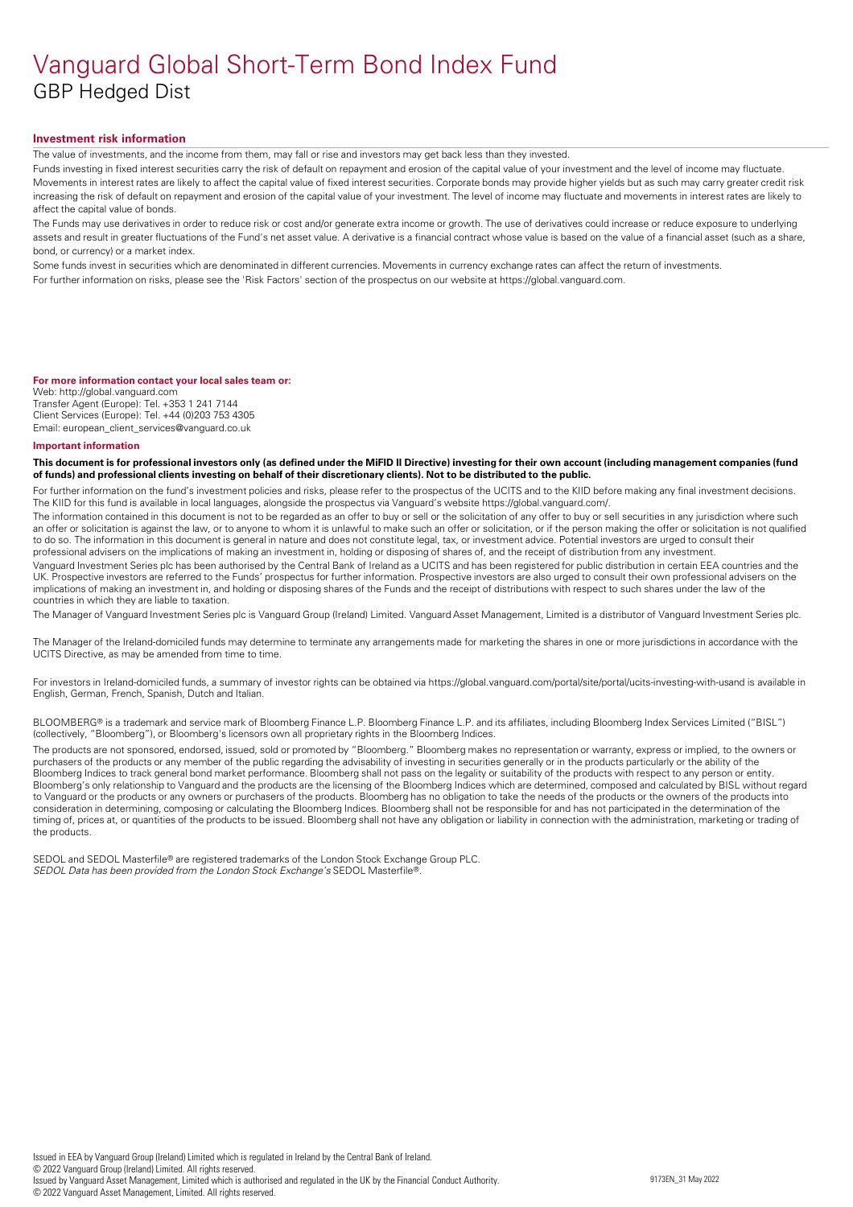# Vanguard Global Short-Term Bond Index Fund

## GBP Hedged Dist

### Investment risk information

The value of investments, and the income from them, may fall or rise and investors may get back less than they invested.

Funds investing in fixed interest securities carry the risk of default on repayment and erosion of the capital value of your investment and the level of income may fluctuate. Movements in interest rates are likely to affect the capital value of fixed interest securities. Corporate bonds may provide higher yields but as such may carry greater credit risk increasing the risk of default on repayment and erosion of the capital value of your investment. The level of income may fluctuate and movements in interest rates are likely to affect the capital value of bonds.

The Funds may use derivatives in order to reduce risk or cost and/or generate extra income or growth. The use of derivatives could increase or reduce exposure to underlying assets and result in greater fluctuations of the Fund's net asset value. A derivative is a financial contract whose value is based on the value of a financial asset (such as a share, bond, or currency) or a market index.

Some funds invest in securities which are denominated in different currencies. Movements in currency exchange rates can affect the return of investments.

For further information on risks, please see the 'Risk Factors' section of the prospectus on our website at https://global.vanguard.com.

**For more information contact your local sales team or:**

Web: http://global.vanguard.com
Transfer Agent (Europe): Tel. +353 1 241 7144
Client Services (Europe): Tel. +44 (0)203 753 4305
Email: european_client_services@vanguard.co.uk

### Important information

**This document is for professional investors only (as defined under the MiFID II Directive) investing for their own account (including management companies (fund of funds) and professional clients investing on behalf of their discretionary clients). Not to be distributed to the public.**

For further information on the fund's investment policies and risks, please refer to the prospectus of the UCITS and to the KIID before making any final investment decisions. The KIID for this fund is available in local languages, alongside the prospectus via Vanguard's website https://global.vanguard.com/.

The information contained in this document is not to be regarded as an offer to buy or sell or the solicitation of any offer to buy or sell securities in any jurisdiction where such an offer or solicitation is against the law, or to anyone to whom it is unlawful to make such an offer or solicitation, or if the person making the offer or solicitation is not qualified to do so. The information in this document is general in nature and does not constitute legal, tax, or investment advice. Potential investors are urged to consult their professional advisers on the implications of making an investment in, holding or disposing of shares of, and the receipt of distribution from any investment.

Vanguard Investment Series plc has been authorised by the Central Bank of Ireland as a UCITS and has been registered for public distribution in certain EEA countries and the UK. Prospective investors are referred to the Funds' prospectus for further information. Prospective investors are also urged to consult their own professional advisers on the implications of making an investment in, and holding or disposing shares of the Funds and the receipt of distributions with respect to such shares under the law of the countries in which they are liable to taxation.

The Manager of Vanguard Investment Series plc is Vanguard Group (Ireland) Limited. Vanguard Asset Management, Limited is a distributor of Vanguard Investment Series plc.

The Manager of the Ireland-domiciled funds may determine to terminate any arrangements made for marketing the shares in one or more jurisdictions in accordance with the UCITS Directive, as may be amended from time to time.

For investors in Ireland-domiciled funds, a summary of investor rights can be obtained via https://global.vanguard.com/portal/site/portal/ucits-investing-with-usand is available in English, German, French, Spanish, Dutch and Italian.

BLOOMBERG® is a trademark and service mark of Bloomberg Finance L.P. Bloomberg Finance L.P. and its affiliates, including Bloomberg Index Services Limited ("BISL") (collectively, "Bloomberg"), or Bloomberg's licensors own all proprietary rights in the Bloomberg Indices.

The products are not sponsored, endorsed, issued, sold or promoted by "Bloomberg." Bloomberg makes no representation or warranty, express or implied, to the owners or purchasers of the products or any member of the public regarding the advisability of investing in securities generally or in the products particularly or the ability of the Bloomberg Indices to track general bond market performance. Bloomberg shall not pass on the legality or suitability of the products with respect to any person or entity. Bloomberg's only relationship to Vanguard and the products are the licensing of the Bloomberg Indices which are determined, composed and calculated by BISL without regard to Vanguard or the products or any owners or purchasers of the products. Bloomberg has no obligation to take the needs of the products or the owners of the products into consideration in determining, composing or calculating the Bloomberg Indices. Bloomberg shall not be responsible for and has not participated in the determination of the timing of, prices at, or quantities of the products to be issued. Bloomberg shall not have any obligation or liability in connection with the administration, marketing or trading of the products.

SEDOL and SEDOL Masterfile® are registered trademarks of the London Stock Exchange Group PLC.
*SEDOL Data has been provided from the London Stock Exchange's* SEDOL Masterfile®.

Issued in EEA by Vanguard Group (Ireland) Limited which is regulated in Ireland by the Central Bank of Ireland.
© 2022 Vanguard Group (Ireland) Limited. All rights reserved.
Issued by Vanguard Asset Management, Limited which is authorised and regulated in the UK by the Financial Conduct Authority.
© 2022 Vanguard Asset Management, Limited. All rights reserved.

9173EN_31 May 2022